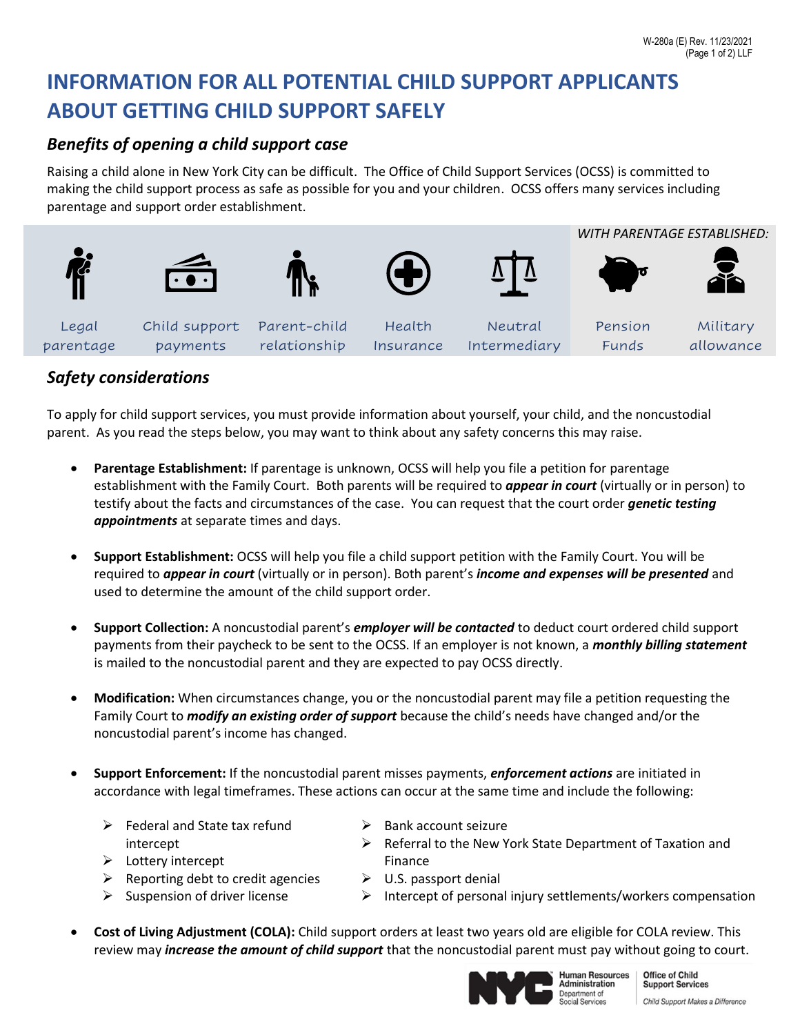# INFORMATION FOR ALL POTENTIAL CHILD SUPPORT APPLICANTS ABOUT GETTING CHILD SUPPORT SAFELY

## *Benefits of opening a child support case*

Raising a child alone in New York City can be difficult. The Office of Child Support Services (OCSS) is committed to making the child support process as safe as possible for you and your children. OCSS offers many services including parentage and support order establishment.

Legal parentage | Child support payments | Parent-child relationship | Health Insurance | Neutral Intermediary

*WITH PARENTAGE ESTABLISHED:* Pension Funds | Military allowance

## *Safety considerations*

To apply for child support services, you must provide information about yourself, your child, and the noncustodial parent. As you read the steps below, you may want to think about any safety concerns this may raise.

- **Parentage Establishment:** If parentage is unknown, OCSS will help you file a petition for parentage establishment with the Family Court. Both parents will be required to ***appear in court*** (virtually or in person) to testify about the facts and circumstances of the case. You can request that the court order ***genetic testing appointments*** at separate times and days.

- **Support Establishment:** OCSS will help you file a child support petition with the Family Court. You will be required to ***appear in court*** (virtually or in person). Both parent's ***income and expenses will be presented*** and used to determine the amount of the child support order.

- **Support Collection:** A noncustodial parent's ***employer will be contacted*** to deduct court ordered child support payments from their paycheck to be sent to the OCSS. If an employer is not known, a ***monthly billing statement*** is mailed to the noncustodial parent and they are expected to pay OCSS directly.

- **Modification:** When circumstances change, you or the noncustodial parent may file a petition requesting the Family Court to ***modify an existing order of support*** because the child's needs have changed and/or the noncustodial parent's income has changed.

- **Support Enforcement:** If the noncustodial parent misses payments, ***enforcement actions*** are initiated in accordance with legal timeframes. These actions can occur at the same time and include the following:
  - Federal and State tax refund intercept
  - Lottery intercept
  - Reporting debt to credit agencies
  - Suspension of driver license
  - Bank account seizure
  - Referral to the New York State Department of Taxation and Finance
  - U.S. passport denial
  - Intercept of personal injury settlements/workers compensation

- **Cost of Living Adjustment (COLA):** Child support orders at least two years old are eligible for COLA review. This review may ***increase the amount of child support*** that the noncustodial parent must pay without going to court.

NYC Human Resources Administration, Department of Social Services | Office of Child Support Services — *Child Support Makes a Difference*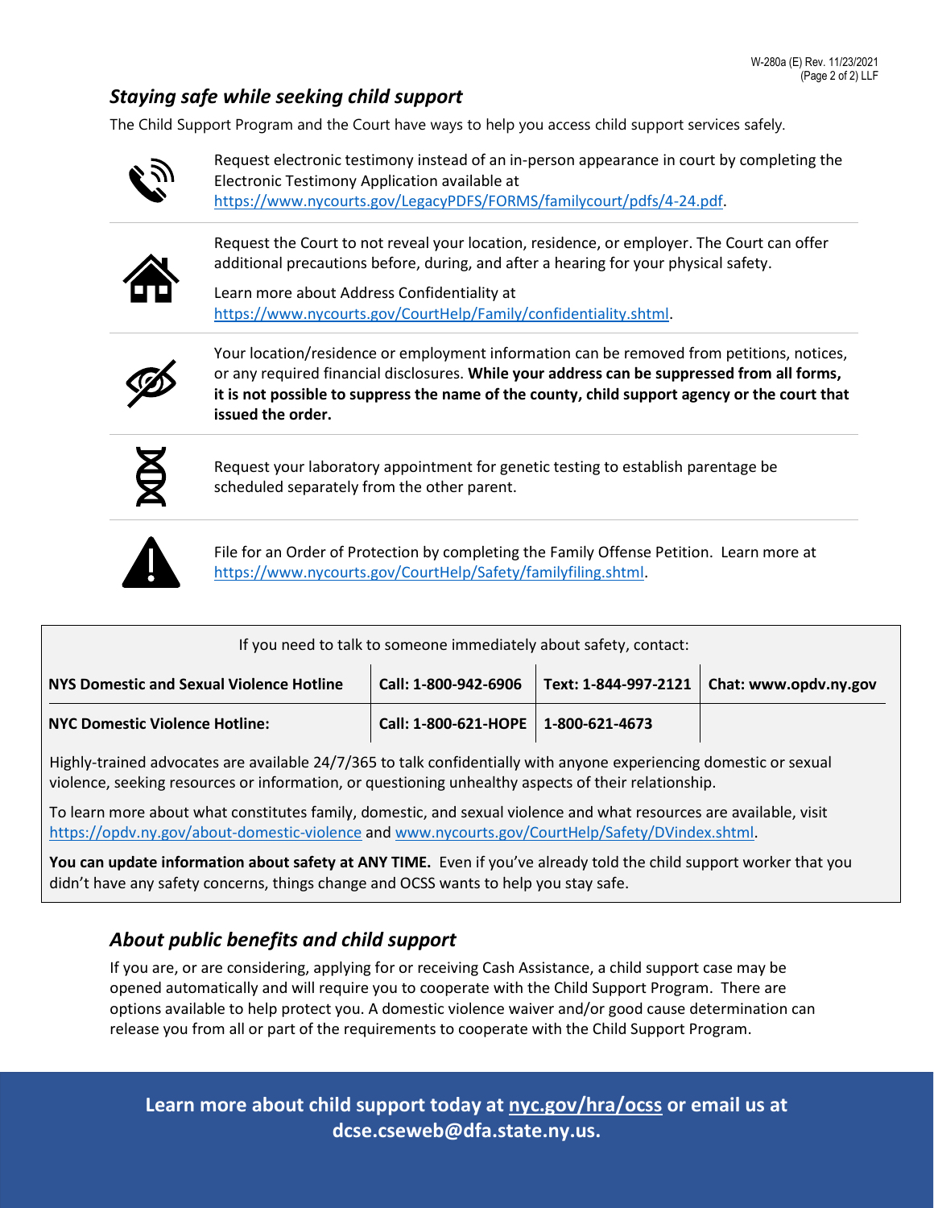## *Staying safe while seeking child support*

The Child Support Program and the Court have ways to help you access child support services safely.

Request electronic testimony instead of an in-person appearance in court by completing the Electronic Testimony Application available at https://www.nycourts.gov/LegacyPDFS/FORMS/familycourt/pdfs/4-24.pdf.

Request the Court to not reveal your location, residence, or employer. The Court can offer additional precautions before, during, and after a hearing for your physical safety.

Learn more about Address Confidentiality at https://www.nycourts.gov/CourtHelp/Family/confidentiality.shtml.

Your location/residence or employment information can be removed from petitions, notices, or any required financial disclosures. **While your address can be suppressed from all forms, it is not possible to suppress the name of the county, child support agency or the court that issued the order.**

Request your laboratory appointment for genetic testing to establish parentage be scheduled separately from the other parent.

File for an Order of Protection by completing the Family Offense Petition. Learn more at https://www.nycourts.gov/CourtHelp/Safety/familyfiling.shtml.

If you need to talk to someone immediately about safety, contact:

| | | | |
|---|---|---|---|
| **NYS Domestic and Sexual Violence Hotline** | **Call: 1-800-942-6906** | **Text: 1-844-997-2121** | **Chat: www.opdv.ny.gov** |
| **NYC Domestic Violence Hotline:** | **Call: 1-800-621-HOPE** | **1-800-621-4673** | |

Highly-trained advocates are available 24/7/365 to talk confidentially with anyone experiencing domestic or sexual violence, seeking resources or information, or questioning unhealthy aspects of their relationship.

To learn more about what constitutes family, domestic, and sexual violence and what resources are available, visit https://opdv.ny.gov/about-domestic-violence and www.nycourts.gov/CourtHelp/Safety/DVindex.shtml.

**You can update information about safety at ANY TIME.** Even if you've already told the child support worker that you didn't have any safety concerns, things change and OCSS wants to help you stay safe.

## *About public benefits and child support*

If you are, or are considering, applying for or receiving Cash Assistance, a child support case may be opened automatically and will require you to cooperate with the Child Support Program. There are options available to help protect you. A domestic violence waiver and/or good cause determination can release you from all or part of the requirements to cooperate with the Child Support Program.

**Learn more about child support today at nyc.gov/hra/ocss or email us at dcse.cseweb@dfa.state.ny.us.**